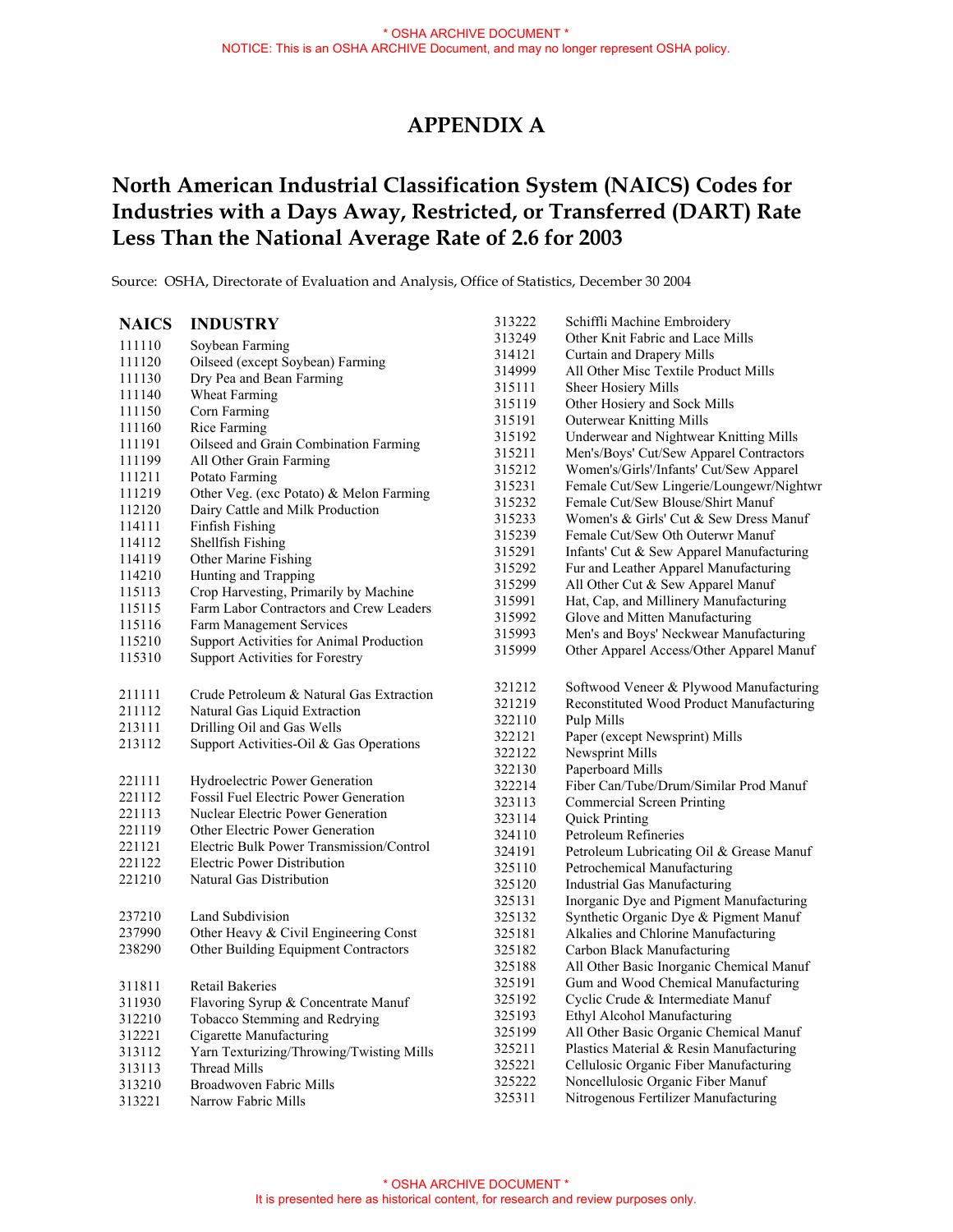# APPENDIX A

## North American Industrial Classification System (NAICS) Codes for Industries with a Days Away, Restricted, or Transferred (DART) Rate Less Than the National Average Rate of 2.6 for 2003

Source: OSHA, Directorate of Evaluation and Analysis, Office of Statistics, December 30 2004

| NAICS | INDUSTRY |
|---|---|
| 111110 | Soybean Farming |
| 111120 | Oilseed (except Soybean) Farming |
| 111130 | Dry Pea and Bean Farming |
| 111140 | Wheat Farming |
| 111150 | Corn Farming |
| 111160 | Rice Farming |
| 111191 | Oilseed and Grain Combination Farming |
| 111199 | All Other Grain Farming |
| 111211 | Potato Farming |
| 111219 | Other Veg. (exc Potato) & Melon Farming |
| 112120 | Dairy Cattle and Milk Production |
| 114111 | Finfish Fishing |
| 114112 | Shellfish Fishing |
| 114119 | Other Marine Fishing |
| 114210 | Hunting and Trapping |
| 115113 | Crop Harvesting, Primarily by Machine |
| 115115 | Farm Labor Contractors and Crew Leaders |
| 115116 | Farm Management Services |
| 115210 | Support Activities for Animal Production |
| 115310 | Support Activities for Forestry |
| 211111 | Crude Petroleum & Natural Gas Extraction |
| 211112 | Natural Gas Liquid Extraction |
| 213111 | Drilling Oil and Gas Wells |
| 213112 | Support Activities-Oil & Gas Operations |
| 221111 | Hydroelectric Power Generation |
| 221112 | Fossil Fuel Electric Power Generation |
| 221113 | Nuclear Electric Power Generation |
| 221119 | Other Electric Power Generation |
| 221121 | Electric Bulk Power Transmission/Control |
| 221122 | Electric Power Distribution |
| 221210 | Natural Gas Distribution |
| 237210 | Land Subdivision |
| 237990 | Other Heavy & Civil Engineering Const |
| 238290 | Other Building Equipment Contractors |
| 311811 | Retail Bakeries |
| 311930 | Flavoring Syrup & Concentrate Manuf |
| 312210 | Tobacco Stemming and Redrying |
| 312221 | Cigarette Manufacturing |
| 313112 | Yarn Texturizing/Throwing/Twisting Mills |
| 313113 | Thread Mills |
| 313210 | Broadwoven Fabric Mills |
| 313221 | Narrow Fabric Mills |
| 313222 | Schiffli Machine Embroidery |
| 313249 | Other Knit Fabric and Lace Mills |
| 314121 | Curtain and Drapery Mills |
| 314999 | All Other Misc Textile Product Mills |
| 315111 | Sheer Hosiery Mills |
| 315119 | Other Hosiery and Sock Mills |
| 315191 | Outerwear Knitting Mills |
| 315192 | Underwear and Nightwear Knitting Mills |
| 315211 | Men's/Boys' Cut/Sew Apparel Contractors |
| 315212 | Women's/Girls'/Infants' Cut/Sew Apparel |
| 315231 | Female Cut/Sew Lingerie/Loungewr/Nightwr |
| 315232 | Female Cut/Sew Blouse/Shirt Manuf |
| 315233 | Women's & Girls' Cut & Sew Dress Manuf |
| 315239 | Female Cut/Sew Oth Outerwr Manuf |
| 315291 | Infants' Cut & Sew Apparel Manufacturing |
| 315292 | Fur and Leather Apparel Manufacturing |
| 315299 | All Other Cut & Sew Apparel Manuf |
| 315991 | Hat, Cap, and Millinery Manufacturing |
| 315992 | Glove and Mitten Manufacturing |
| 315993 | Men's and Boys' Neckwear Manufacturing |
| 315999 | Other Apparel Access/Other Apparel Manuf |
| 321212 | Softwood Veneer & Plywood Manufacturing |
| 321219 | Reconstituted Wood Product Manufacturing |
| 322110 | Pulp Mills |
| 322121 | Paper (except Newsprint) Mills |
| 322122 | Newsprint Mills |
| 322130 | Paperboard Mills |
| 322214 | Fiber Can/Tube/Drum/Similar Prod Manuf |
| 323113 | Commercial Screen Printing |
| 323114 | Quick Printing |
| 324110 | Petroleum Refineries |
| 324191 | Petroleum Lubricating Oil & Grease Manuf |
| 325110 | Petrochemical Manufacturing |
| 325120 | Industrial Gas Manufacturing |
| 325131 | Inorganic Dye and Pigment Manufacturing |
| 325132 | Synthetic Organic Dye & Pigment Manuf |
| 325181 | Alkalies and Chlorine Manufacturing |
| 325182 | Carbon Black Manufacturing |
| 325188 | All Other Basic Inorganic Chemical Manuf |
| 325191 | Gum and Wood Chemical Manufacturing |
| 325192 | Cyclic Crude & Intermediate Manuf |
| 325193 | Ethyl Alcohol Manufacturing |
| 325199 | All Other Basic Organic Chemical Manuf |
| 325211 | Plastics Material & Resin Manufacturing |
| 325221 | Cellulosic Organic Fiber Manufacturing |
| 325222 | Noncellulosic Organic Fiber Manuf |
| 325311 | Nitrogenous Fertilizer Manufacturing |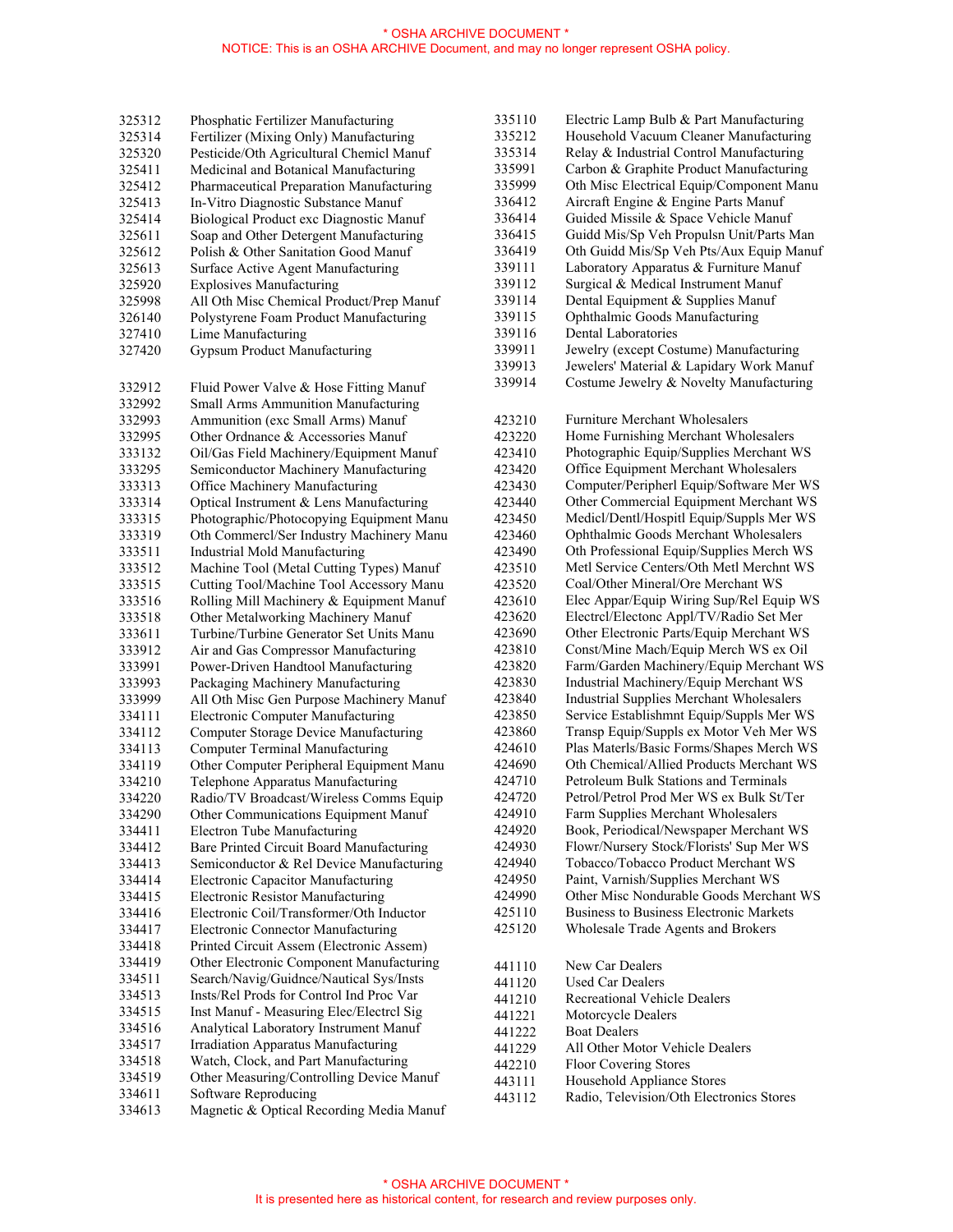| | |
|---|---|
| 325312 | Phosphatic Fertilizer Manufacturing |
| 325314 | Fertilizer (Mixing Only) Manufacturing |
| 325320 | Pesticide/Oth Agricultural Chemicl Manuf |
| 325411 | Medicinal and Botanical Manufacturing |
| 325412 | Pharmaceutical Preparation Manufacturing |
| 325413 | In-Vitro Diagnostic Substance Manuf |
| 325414 | Biological Product exc Diagnostic Manuf |
| 325611 | Soap and Other Detergent Manufacturing |
| 325612 | Polish & Other Sanitation Good Manuf |
| 325613 | Surface Active Agent Manufacturing |
| 325920 | Explosives Manufacturing |
| 325998 | All Oth Misc Chemical Product/Prep Manuf |
| 326140 | Polystyrene Foam Product Manufacturing |
| 327410 | Lime Manufacturing |
| 327420 | Gypsum Product Manufacturing |
| 332912 | Fluid Power Valve & Hose Fitting Manuf |
| 332992 | Small Arms Ammunition Manufacturing |
| 332993 | Ammunition (exc Small Arms) Manuf |
| 332995 | Other Ordnance & Accessories Manuf |
| 333132 | Oil/Gas Field Machinery/Equipment Manuf |
| 333295 | Semiconductor Machinery Manufacturing |
| 333313 | Office Machinery Manufacturing |
| 333314 | Optical Instrument & Lens Manufacturing |
| 333315 | Photographic/Photocopying Equipment Manu |
| 333319 | Oth Commercl/Ser Industry Machinery Manu |
| 333511 | Industrial Mold Manufacturing |
| 333512 | Machine Tool (Metal Cutting Types) Manuf |
| 333515 | Cutting Tool/Machine Tool Accessory Manu |
| 333516 | Rolling Mill Machinery & Equipment Manuf |
| 333518 | Other Metalworking Machinery Manuf |
| 333611 | Turbine/Turbine Generator Set Units Manu |
| 333912 | Air and Gas Compressor Manufacturing |
| 333991 | Power-Driven Handtool Manufacturing |
| 333993 | Packaging Machinery Manufacturing |
| 333999 | All Oth Misc Gen Purpose Machinery Manuf |
| 334111 | Electronic Computer Manufacturing |
| 334112 | Computer Storage Device Manufacturing |
| 334113 | Computer Terminal Manufacturing |
| 334119 | Other Computer Peripheral Equipment Manu |
| 334210 | Telephone Apparatus Manufacturing |
| 334220 | Radio/TV Broadcast/Wireless Comms Equip |
| 334290 | Other Communications Equipment Manuf |
| 334411 | Electron Tube Manufacturing |
| 334412 | Bare Printed Circuit Board Manufacturing |
| 334413 | Semiconductor & Rel Device Manufacturing |
| 334414 | Electronic Capacitor Manufacturing |
| 334415 | Electronic Resistor Manufacturing |
| 334416 | Electronic Coil/Transformer/Oth Inductor |
| 334417 | Electronic Connector Manufacturing |
| 334418 | Printed Circuit Assem (Electronic Assem) |
| 334419 | Other Electronic Component Manufacturing |
| 334511 | Search/Navig/Guidnce/Nautical Sys/Insts |
| 334513 | Insts/Rel Prods for Control Ind Proc Var |
| 334515 | Inst Manuf - Measuring Elec/Electrcl Sig |
| 334516 | Analytical Laboratory Instrument Manuf |
| 334517 | Irradiation Apparatus Manufacturing |
| 334518 | Watch, Clock, and Part Manufacturing |
| 334519 | Other Measuring/Controlling Device Manuf |
| 334611 | Software Reproducing |
| 334613 | Magnetic & Optical Recording Media Manuf |
| 335110 | Electric Lamp Bulb & Part Manufacturing |
| 335212 | Household Vacuum Cleaner Manufacturing |
| 335314 | Relay & Industrial Control Manufacturing |
| 335991 | Carbon & Graphite Product Manufacturing |
| 335999 | Oth Misc Electrical Equip/Component Manu |
| 336412 | Aircraft Engine & Engine Parts Manuf |
| 336414 | Guided Missile & Space Vehicle Manuf |
| 336415 | Guidd Mis/Sp Veh Propulsn Unit/Parts Man |
| 336419 | Oth Guidd Mis/Sp Veh Pts/Aux Equip Manuf |
| 339111 | Laboratory Apparatus & Furniture Manuf |
| 339112 | Surgical & Medical Instrument Manuf |
| 339114 | Dental Equipment & Supplies Manuf |
| 339115 | Ophthalmic Goods Manufacturing |
| 339116 | Dental Laboratories |
| 339911 | Jewelry (except Costume) Manufacturing |
| 339913 | Jewelers' Material & Lapidary Work Manuf |
| 339914 | Costume Jewelry & Novelty Manufacturing |
| 423210 | Furniture Merchant Wholesalers |
| 423220 | Home Furnishing Merchant Wholesalers |
| 423410 | Photographic Equip/Supplies Merchant WS |
| 423420 | Office Equipment Merchant Wholesalers |
| 423430 | Computer/Peripherl Equip/Software Mer WS |
| 423440 | Other Commercial Equipment Merchant WS |
| 423450 | Medicl/Dentl/Hospitl Equip/Suppls Mer WS |
| 423460 | Ophthalmic Goods Merchant Wholesalers |
| 423490 | Oth Professional Equip/Supplies Merch WS |
| 423510 | Metl Service Centers/Oth Metl Merchnt WS |
| 423520 | Coal/Other Mineral/Ore Merchant WS |
| 423610 | Elec Appar/Equip Wiring Sup/Rel Equip WS |
| 423620 | Electrcl/Electonc Appl/TV/Radio Set Mer |
| 423690 | Other Electronic Parts/Equip Merchant WS |
| 423810 | Const/Mine Mach/Equip Merch WS ex Oil |
| 423820 | Farm/Garden Machinery/Equip Merchant WS |
| 423830 | Industrial Machinery/Equip Merchant WS |
| 423840 | Industrial Supplies Merchant Wholesalers |
| 423850 | Service Establishmnt Equip/Suppls Mer WS |
| 423860 | Transp Equip/Suppls ex Motor Veh Mer WS |
| 424610 | Plas Materls/Basic Forms/Shapes Merch WS |
| 424690 | Oth Chemical/Allied Products Merchant WS |
| 424710 | Petroleum Bulk Stations and Terminals |
| 424720 | Petrol/Petrol Prod Mer WS ex Bulk St/Ter |
| 424910 | Farm Supplies Merchant Wholesalers |
| 424920 | Book, Periodical/Newspaper Merchant WS |
| 424930 | Flowr/Nursery Stock/Florists' Sup Mer WS |
| 424940 | Tobacco/Tobacco Product Merchant WS |
| 424950 | Paint, Varnish/Supplies Merchant WS |
| 424990 | Other Misc Nondurable Goods Merchant WS |
| 425110 | Business to Business Electronic Markets |
| 425120 | Wholesale Trade Agents and Brokers |
| 441110 | New Car Dealers |
| 441120 | Used Car Dealers |
| 441210 | Recreational Vehicle Dealers |
| 441221 | Motorcycle Dealers |
| 441222 | Boat Dealers |
| 441229 | All Other Motor Vehicle Dealers |
| 442210 | Floor Covering Stores |
| 443111 | Household Appliance Stores |
| 443112 | Radio, Television/Oth Electronics Stores |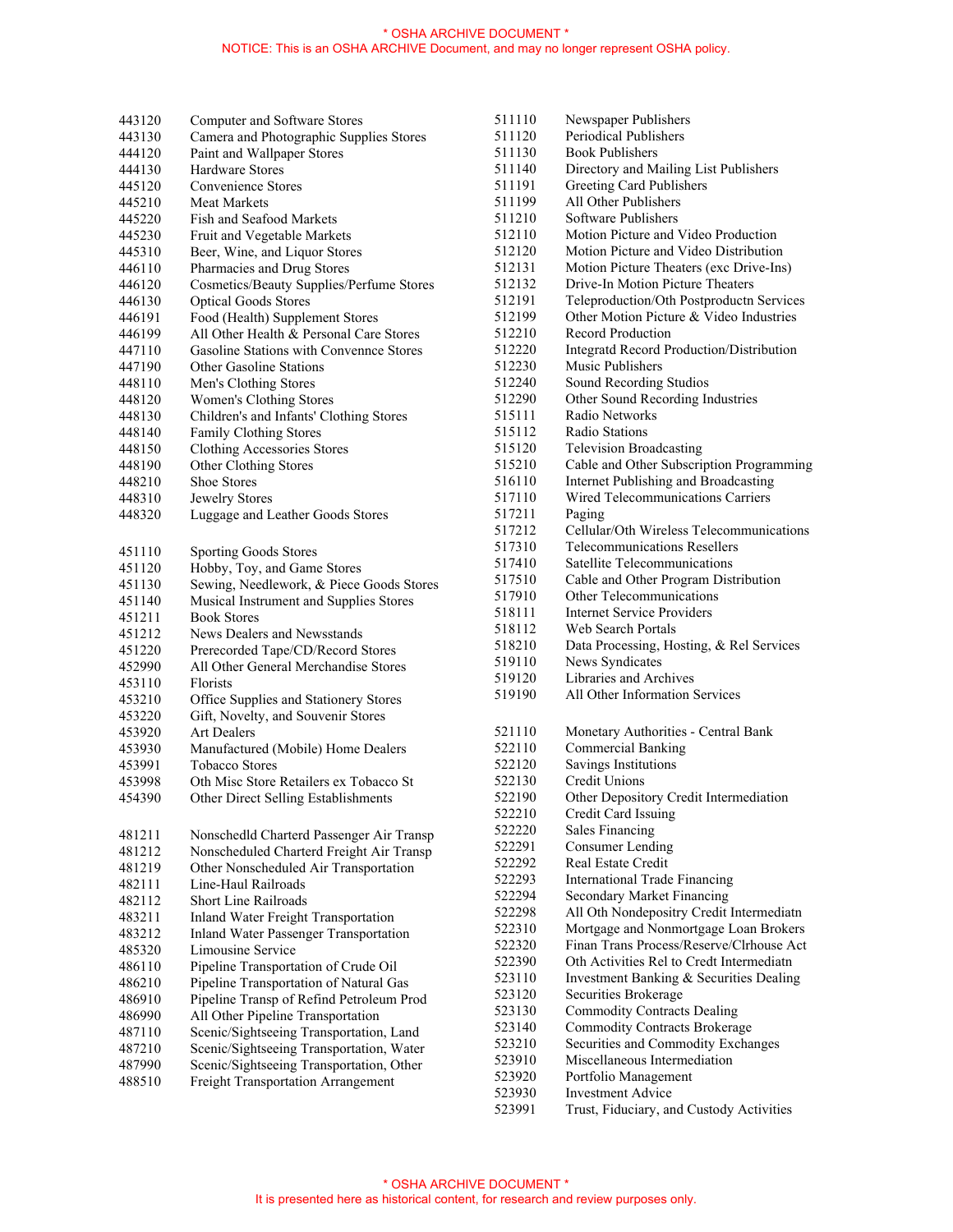| Code | Industry |
|---|---|
| 443120 | Computer and Software Stores |
| 443130 | Camera and Photographic Supplies Stores |
| 444120 | Paint and Wallpaper Stores |
| 444130 | Hardware Stores |
| 445120 | Convenience Stores |
| 445210 | Meat Markets |
| 445220 | Fish and Seafood Markets |
| 445230 | Fruit and Vegetable Markets |
| 445310 | Beer, Wine, and Liquor Stores |
| 446110 | Pharmacies and Drug Stores |
| 446120 | Cosmetics/Beauty Supplies/Perfume Stores |
| 446130 | Optical Goods Stores |
| 446191 | Food (Health) Supplement Stores |
| 446199 | All Other Health & Personal Care Stores |
| 447110 | Gasoline Stations with Convennce Stores |
| 447190 | Other Gasoline Stations |
| 448110 | Men's Clothing Stores |
| 448120 | Women's Clothing Stores |
| 448130 | Children's and Infants' Clothing Stores |
| 448140 | Family Clothing Stores |
| 448150 | Clothing Accessories Stores |
| 448190 | Other Clothing Stores |
| 448210 | Shoe Stores |
| 448310 | Jewelry Stores |
| 448320 | Luggage and Leather Goods Stores |
| 451110 | Sporting Goods Stores |
| 451120 | Hobby, Toy, and Game Stores |
| 451130 | Sewing, Needlework, & Piece Goods Stores |
| 451140 | Musical Instrument and Supplies Stores |
| 451211 | Book Stores |
| 451212 | News Dealers and Newsstands |
| 451220 | Prerecorded Tape/CD/Record Stores |
| 452990 | All Other General Merchandise Stores |
| 453110 | Florists |
| 453210 | Office Supplies and Stationery Stores |
| 453220 | Gift, Novelty, and Souvenir Stores |
| 453920 | Art Dealers |
| 453930 | Manufactured (Mobile) Home Dealers |
| 453991 | Tobacco Stores |
| 453998 | Oth Misc Store Retailers ex Tobacco St |
| 454390 | Other Direct Selling Establishments |
| 481211 | Nonschedld Charterd Passenger Air Transp |
| 481212 | Nonscheduled Charterd Freight Air Transp |
| 481219 | Other Nonscheduled Air Transportation |
| 482111 | Line-Haul Railroads |
| 482112 | Short Line Railroads |
| 483211 | Inland Water Freight Transportation |
| 483212 | Inland Water Passenger Transportation |
| 485320 | Limousine Service |
| 486110 | Pipeline Transportation of Crude Oil |
| 486210 | Pipeline Transportation of Natural Gas |
| 486910 | Pipeline Transp of Refind Petroleum Prod |
| 486990 | All Other Pipeline Transportation |
| 487110 | Scenic/Sightseeing Transportation, Land |
| 487210 | Scenic/Sightseeing Transportation, Water |
| 487990 | Scenic/Sightseeing Transportation, Other |
| 488510 | Freight Transportation Arrangement |
| 511110 | Newspaper Publishers |
| 511120 | Periodical Publishers |
| 511130 | Book Publishers |
| 511140 | Directory and Mailing List Publishers |
| 511191 | Greeting Card Publishers |
| 511199 | All Other Publishers |
| 511210 | Software Publishers |
| 512110 | Motion Picture and Video Production |
| 512120 | Motion Picture and Video Distribution |
| 512131 | Motion Picture Theaters (exc Drive-Ins) |
| 512132 | Drive-In Motion Picture Theaters |
| 512191 | Teleproduction/Oth Postproductn Services |
| 512199 | Other Motion Picture & Video Industries |
| 512210 | Record Production |
| 512220 | Integratd Record Production/Distribution |
| 512230 | Music Publishers |
| 512240 | Sound Recording Studios |
| 512290 | Other Sound Recording Industries |
| 515111 | Radio Networks |
| 515112 | Radio Stations |
| 515120 | Television Broadcasting |
| 515210 | Cable and Other Subscription Programming |
| 516110 | Internet Publishing and Broadcasting |
| 517110 | Wired Telecommunications Carriers |
| 517211 | Paging |
| 517212 | Cellular/Oth Wireless Telecommunications |
| 517310 | Telecommunications Resellers |
| 517410 | Satellite Telecommunications |
| 517510 | Cable and Other Program Distribution |
| 517910 | Other Telecommunications |
| 518111 | Internet Service Providers |
| 518112 | Web Search Portals |
| 518210 | Data Processing, Hosting, & Rel Services |
| 519110 | News Syndicates |
| 519120 | Libraries and Archives |
| 519190 | All Other Information Services |
| 521110 | Monetary Authorities - Central Bank |
| 522110 | Commercial Banking |
| 522120 | Savings Institutions |
| 522130 | Credit Unions |
| 522190 | Other Depository Credit Intermediation |
| 522210 | Credit Card Issuing |
| 522220 | Sales Financing |
| 522291 | Consumer Lending |
| 522292 | Real Estate Credit |
| 522293 | International Trade Financing |
| 522294 | Secondary Market Financing |
| 522298 | All Oth Nondepositry Credit Intermediatn |
| 522310 | Mortgage and Nonmortgage Loan Brokers |
| 522320 | Finan Trans Process/Reserve/Clrhouse Act |
| 522390 | Oth Activities Rel to Credt Intermediatn |
| 523110 | Investment Banking & Securities Dealing |
| 523120 | Securities Brokerage |
| 523130 | Commodity Contracts Dealing |
| 523140 | Commodity Contracts Brokerage |
| 523210 | Securities and Commodity Exchanges |
| 523910 | Miscellaneous Intermediation |
| 523920 | Portfolio Management |
| 523930 | Investment Advice |
| 523991 | Trust, Fiduciary, and Custody Activities |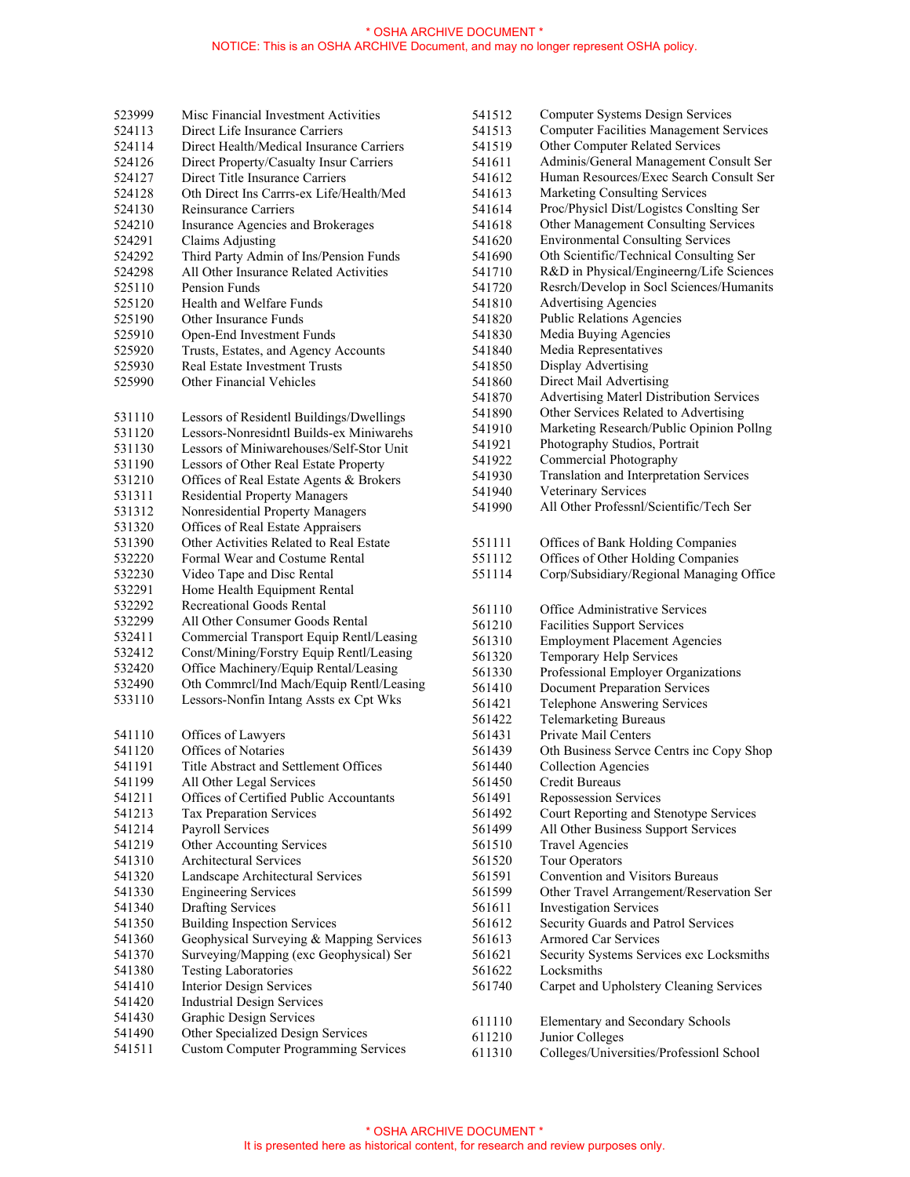* OSHA ARCHIVE DOCUMENT *
NOTICE: This is an OSHA ARCHIVE Document, and may no longer represent OSHA policy.

| Code | Description |
|---|---|
| 523999 | Misc Financial Investment Activities |
| 524113 | Direct Life Insurance Carriers |
| 524114 | Direct Health/Medical Insurance Carriers |
| 524126 | Direct Property/Casualty Insur Carriers |
| 524127 | Direct Title Insurance Carriers |
| 524128 | Oth Direct Ins Carrrs-ex Life/Health/Med |
| 524130 | Reinsurance Carriers |
| 524210 | Insurance Agencies and Brokerages |
| 524291 | Claims Adjusting |
| 524292 | Third Party Admin of Ins/Pension Funds |
| 524298 | All Other Insurance Related Activities |
| 525110 | Pension Funds |
| 525120 | Health and Welfare Funds |
| 525190 | Other Insurance Funds |
| 525910 | Open-End Investment Funds |
| 525920 | Trusts, Estates, and Agency Accounts |
| 525930 | Real Estate Investment Trusts |
| 525990 | Other Financial Vehicles |
| 531110 | Lessors of Residentl Buildings/Dwellings |
| 531120 | Lessors-Nonresidntl Builds-ex Miniwarehs |
| 531130 | Lessors of Miniwarehouses/Self-Stor Unit |
| 531190 | Lessors of Other Real Estate Property |
| 531210 | Offices of Real Estate Agents & Brokers |
| 531311 | Residential Property Managers |
| 531312 | Nonresidential Property Managers |
| 531320 | Offices of Real Estate Appraisers |
| 531390 | Other Activities Related to Real Estate |
| 532220 | Formal Wear and Costume Rental |
| 532230 | Video Tape and Disc Rental |
| 532291 | Home Health Equipment Rental |
| 532292 | Recreational Goods Rental |
| 532299 | All Other Consumer Goods Rental |
| 532411 | Commercial Transport Equip Rentl/Leasing |
| 532412 | Const/Mining/Forstry Equip Rentl/Leasing |
| 532420 | Office Machinery/Equip Rental/Leasing |
| 532490 | Oth Commrcl/Ind Mach/Equip Rentl/Leasing |
| 533110 | Lessors-Nonfin Intang Assts ex Cpt Wks |
| 541110 | Offices of Lawyers |
| 541120 | Offices of Notaries |
| 541191 | Title Abstract and Settlement Offices |
| 541199 | All Other Legal Services |
| 541211 | Offices of Certified Public Accountants |
| 541213 | Tax Preparation Services |
| 541214 | Payroll Services |
| 541219 | Other Accounting Services |
| 541310 | Architectural Services |
| 541320 | Landscape Architectural Services |
| 541330 | Engineering Services |
| 541340 | Drafting Services |
| 541350 | Building Inspection Services |
| 541360 | Geophysical Surveying & Mapping Services |
| 541370 | Surveying/Mapping (exc Geophysical) Ser |
| 541380 | Testing Laboratories |
| 541410 | Interior Design Services |
| 541420 | Industrial Design Services |
| 541430 | Graphic Design Services |
| 541490 | Other Specialized Design Services |
| 541511 | Custom Computer Programming Services |
| 541512 | Computer Systems Design Services |
| 541513 | Computer Facilities Management Services |
| 541519 | Other Computer Related Services |
| 541611 | Adminis/General Management Consult Ser |
| 541612 | Human Resources/Exec Search Consult Ser |
| 541613 | Marketing Consulting Services |
| 541614 | Proc/Physicl Dist/Logistcs Conslting Ser |
| 541618 | Other Management Consulting Services |
| 541620 | Environmental Consulting Services |
| 541690 | Oth Scientific/Technical Consulting Ser |
| 541710 | R&D in Physical/Engineerng/Life Sciences |
| 541720 | Resrch/Develop in Socl Sciences/Humanits |
| 541810 | Advertising Agencies |
| 541820 | Public Relations Agencies |
| 541830 | Media Buying Agencies |
| 541840 | Media Representatives |
| 541850 | Display Advertising |
| 541860 | Direct Mail Advertising |
| 541870 | Advertising Materl Distribution Services |
| 541890 | Other Services Related to Advertising |
| 541910 | Marketing Research/Public Opinion Pollng |
| 541921 | Photography Studios, Portrait |
| 541922 | Commercial Photography |
| 541930 | Translation and Interpretation Services |
| 541940 | Veterinary Services |
| 541990 | All Other Professnl/Scientific/Tech Ser |
| 551111 | Offices of Bank Holding Companies |
| 551112 | Offices of Other Holding Companies |
| 551114 | Corp/Subsidiary/Regional Managing Office |
| 561110 | Office Administrative Services |
| 561210 | Facilities Support Services |
| 561310 | Employment Placement Agencies |
| 561320 | Temporary Help Services |
| 561330 | Professional Employer Organizations |
| 561410 | Document Preparation Services |
| 561421 | Telephone Answering Services |
| 561422 | Telemarketing Bureaus |
| 561431 | Private Mail Centers |
| 561439 | Oth Business Servce Centrs inc Copy Shop |
| 561440 | Collection Agencies |
| 561450 | Credit Bureaus |
| 561491 | Repossession Services |
| 561492 | Court Reporting and Stenotype Services |
| 561499 | All Other Business Support Services |
| 561510 | Travel Agencies |
| 561520 | Tour Operators |
| 561591 | Convention and Visitors Bureaus |
| 561599 | Other Travel Arrangement/Reservation Ser |
| 561611 | Investigation Services |
| 561612 | Security Guards and Patrol Services |
| 561613 | Armored Car Services |
| 561621 | Security Systems Services exc Locksmiths |
| 561622 | Locksmiths |
| 561740 | Carpet and Upholstery Cleaning Services |
| 611110 | Elementary and Secondary Schools |
| 611210 | Junior Colleges |
| 611310 | Colleges/Universities/Professionl School |

* OSHA ARCHIVE DOCUMENT *
It is presented here as historical content, for research and review purposes only.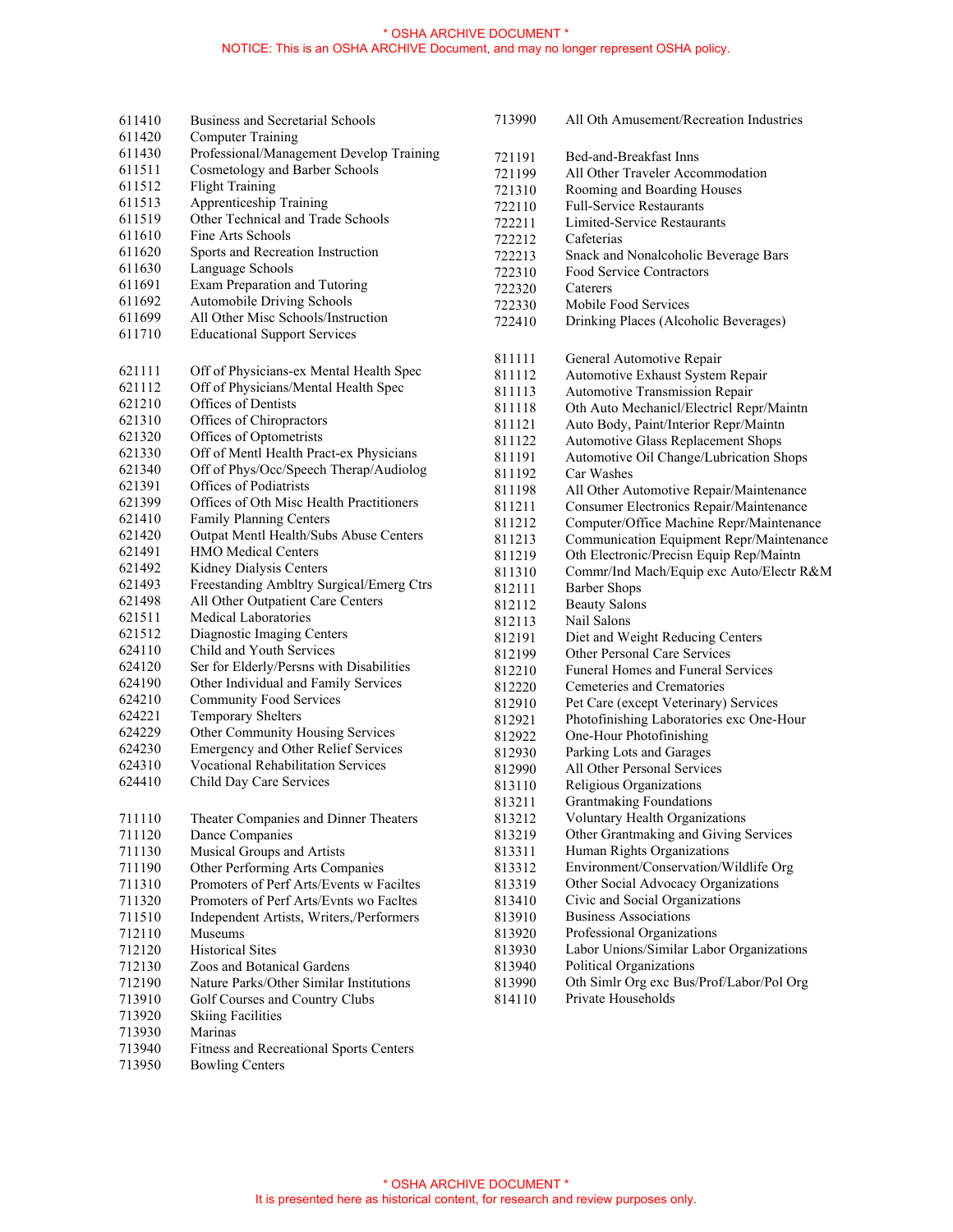| | |
|---|---|
| 611410 | Business and Secretarial Schools |
| 611420 | Computer Training |
| 611430 | Professional/Management Develop Training |
| 611511 | Cosmetology and Barber Schools |
| 611512 | Flight Training |
| 611513 | Apprenticeship Training |
| 611519 | Other Technical and Trade Schools |
| 611610 | Fine Arts Schools |
| 611620 | Sports and Recreation Instruction |
| 611630 | Language Schools |
| 611691 | Exam Preparation and Tutoring |
| 611692 | Automobile Driving Schools |
| 611699 | All Other Misc Schools/Instruction |
| 611710 | Educational Support Services |
| 621111 | Off of Physicians-ex Mental Health Spec |
| 621112 | Off of Physicians/Mental Health Spec |
| 621210 | Offices of Dentists |
| 621310 | Offices of Chiropractors |
| 621320 | Offices of Optometrists |
| 621330 | Off of Mentl Health Pract-ex Physicians |
| 621340 | Off of Phys/Occ/Speech Therap/Audiolog |
| 621391 | Offices of Podiatrists |
| 621399 | Offices of Oth Misc Health Practitioners |
| 621410 | Family Planning Centers |
| 621420 | Outpat Mentl Health/Subs Abuse Centers |
| 621491 | HMO Medical Centers |
| 621492 | Kidney Dialysis Centers |
| 621493 | Freestanding Ambltry Surgical/Emerg Ctrs |
| 621498 | All Other Outpatient Care Centers |
| 621511 | Medical Laboratories |
| 621512 | Diagnostic Imaging Centers |
| 624110 | Child and Youth Services |
| 624120 | Ser for Elderly/Persns with Disabilities |
| 624190 | Other Individual and Family Services |
| 624210 | Community Food Services |
| 624221 | Temporary Shelters |
| 624229 | Other Community Housing Services |
| 624230 | Emergency and Other Relief Services |
| 624310 | Vocational Rehabilitation Services |
| 624410 | Child Day Care Services |
| 711110 | Theater Companies and Dinner Theaters |
| 711120 | Dance Companies |
| 711130 | Musical Groups and Artists |
| 711190 | Other Performing Arts Companies |
| 711310 | Promoters of Perf Arts/Events w Facilities |
| 711320 | Promoters of Perf Arts/Evnts wo Facltes |
| 711510 | Independent Artists, Writers,/Performers |
| 712110 | Museums |
| 712120 | Historical Sites |
| 712130 | Zoos and Botanical Gardens |
| 712190 | Nature Parks/Other Similar Institutions |
| 713910 | Golf Courses and Country Clubs |
| 713920 | Skiing Facilities |
| 713930 | Marinas |
| 713940 | Fitness and Recreational Sports Centers |
| 713950 | Bowling Centers |
| 713990 | All Oth Amusement/Recreation Industries |
| 721191 | Bed-and-Breakfast Inns |
| 721199 | All Other Traveler Accommodation |
| 721310 | Rooming and Boarding Houses |
| 722110 | Full-Service Restaurants |
| 722211 | Limited-Service Restaurants |
| 722212 | Cafeterias |
| 722213 | Snack and Nonalcoholic Beverage Bars |
| 722310 | Food Service Contractors |
| 722320 | Caterers |
| 722330 | Mobile Food Services |
| 722410 | Drinking Places (Alcoholic Beverages) |
| 811111 | General Automotive Repair |
| 811112 | Automotive Exhaust System Repair |
| 811113 | Automotive Transmission Repair |
| 811118 | Oth Auto Mechanicl/Electricl Repr/Maintn |
| 811121 | Auto Body, Paint/Interior Repr/Maintn |
| 811122 | Automotive Glass Replacement Shops |
| 811191 | Automotive Oil Change/Lubrication Shops |
| 811192 | Car Washes |
| 811198 | All Other Automotive Repair/Maintenance |
| 811211 | Consumer Electronics Repair/Maintenance |
| 811212 | Computer/Office Machine Repr/Maintenance |
| 811213 | Communication Equipment Repr/Maintenance |
| 811219 | Oth Electronic/Precisn Equip Rep/Maintn |
| 811310 | Commr/Ind Mach/Equip exc Auto/Electr R&M |
| 812111 | Barber Shops |
| 812112 | Beauty Salons |
| 812113 | Nail Salons |
| 812191 | Diet and Weight Reducing Centers |
| 812199 | Other Personal Care Services |
| 812210 | Funeral Homes and Funeral Services |
| 812220 | Cemeteries and Crematories |
| 812910 | Pet Care (except Veterinary) Services |
| 812921 | Photofinishing Laboratories exc One-Hour |
| 812922 | One-Hour Photofinishing |
| 812930 | Parking Lots and Garages |
| 812990 | All Other Personal Services |
| 813110 | Religious Organizations |
| 813211 | Grantmaking Foundations |
| 813212 | Voluntary Health Organizations |
| 813219 | Other Grantmaking and Giving Services |
| 813311 | Human Rights Organizations |
| 813312 | Environment/Conservation/Wildlife Org |
| 813319 | Other Social Advocacy Organizations |
| 813410 | Civic and Social Organizations |
| 813910 | Business Associations |
| 813920 | Professional Organizations |
| 813930 | Labor Unions/Similar Labor Organizations |
| 813940 | Political Organizations |
| 813990 | Oth Simlr Org exc Bus/Prof/Labor/Pol Org |
| 814110 | Private Households |